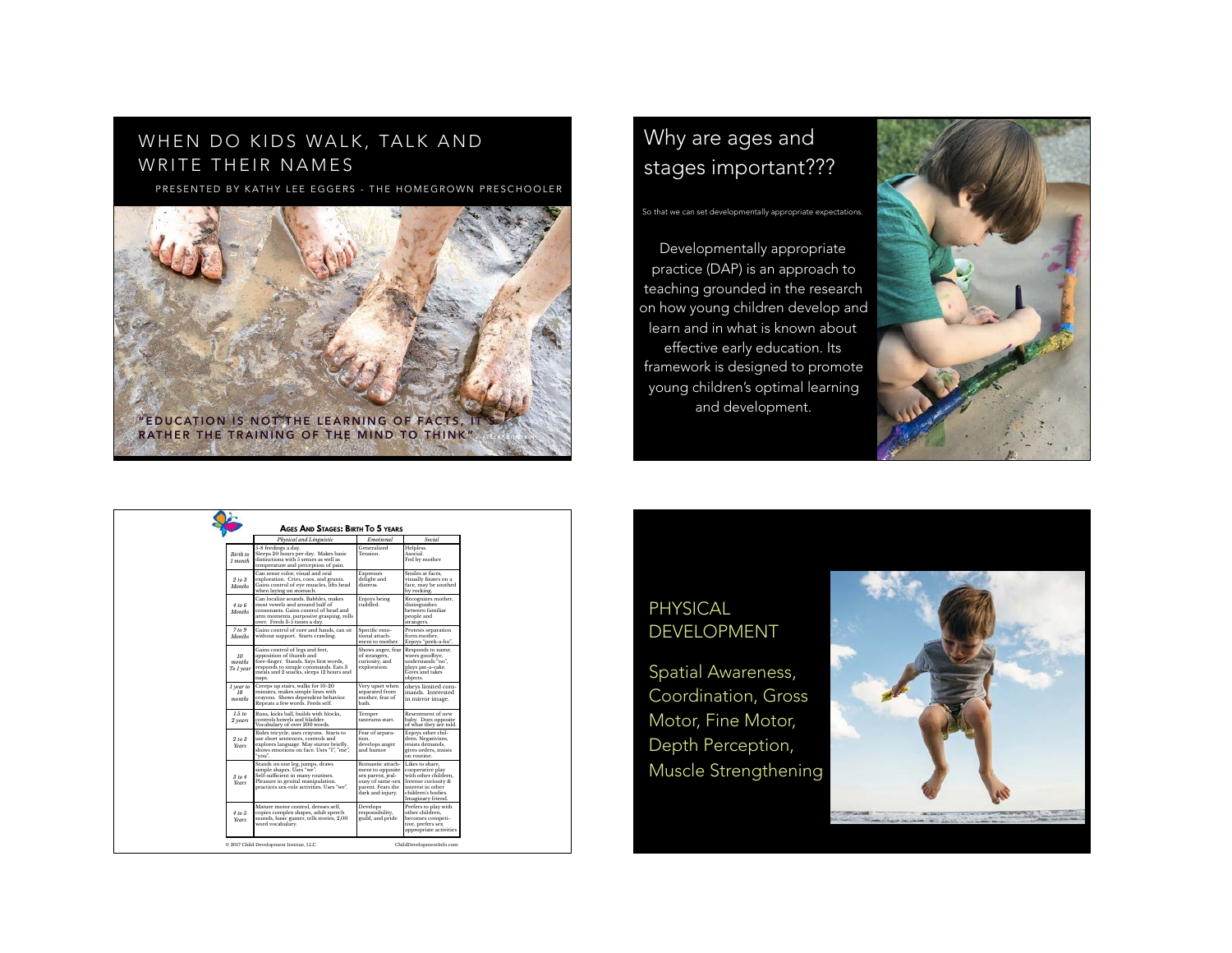# WHEN DO KIDS WALK, TALK AND WRITE THEIR NAMES

PRESENTED BY KATHY LEE EGGERS - THE HOMEGROWN PRESCHOOLER

"EDUCATION IS NOT THE LEARNING OF FACTS, IT'S RATHER THE TRAINING OF THE MIND TO THINK"

# Why are ages and stages important???

So that we can set developmentally appropriate expectations.

Developmentally appropriate practice (DAP) is an approach to teaching grounded in the research on how young children develop and learn and in what is known about effective early education. Its framework is designed to promote young children's optimal learning and development.

## AGES AND STAGES: BIRTH TO 5 YEARS

| | Physical and Linguistic | Emotional | Social |
|---|---|---|---|
| *Birth to 1 month* | 5-8 feedings a day. Sleeps 20 hours per day. Makes basic distinctions with 5 senses as well as temperature and perception of pain. | Generalized Tension. | Helpless. Asocial. Fed by mother |
| *2 to 3 Months* | Can sense color, visual and oral exploration. Cries, coos, and grunts. Gains control of eye muscles, lifts head when laying on stomach. | Expresses delight and distress. | Smiles at faces, visually fixates on a face, may be soothed by rocking. |
| *4 to 6 Months* | Can localize sounds. Babbles, makes most vowels and around half of consonants. Gains control of head and arm moments, purposive grasping, rolls over. Feeds 3-5 times a day. | Enjoys being cuddled. | Recognizes mother, distinguishes between familiar people and strangers. |
| *7 to 9 Months* | Gains control of core and hands, can sit without support. Starts crawling. | Specific emotional attachment to mother. | Protests separation form mother. Enjoys "peek-a-bo". |
| *10 months To 1 year* | Gains control of legs and feet, apposition of thumb and fore-finger. Stands. Says first words, responds to simple commands. Eats 3 meals and 2 snacks, sleeps 12 hours and naps. | Shows anger, fear of strangers, curiosity, and exploration. | Responds to name, waves goodbye, understands "no", plays pat-a-cake. Gives and takes objects. |
| *1 year to 18 months* | Creeps up stairs, walks for 10-20 minutes, makes simple lines with crayons. Shows dependent behavior. Repeats a few words. Feeds self. | Very upset when separated from mother, fear of bath. | obeys limited commands. Interested in mirror image. |
| *1.5 to 2 years* | Runs, kicks ball, builds with blocks, controls bowels and bladder. Vocabulary of over 200 words. | Temper tantrums start. | Resentment of new baby. Does opposite of what they are told. |
| *2 to 3 Years* | Rides tricycle, uses crayons. Starts to use short sentences, controls and explores language. May stutter briefly, shows emotions on face. Uses "I", "me", "you". | Fear of separation, develops anger and humor | Enjoys other children. Negativism, resists demands, gives orders, insists on routine. |
| *3 to 4 Years* | Stands on one leg, jumps, draws simple shapes. Uses "we". Self-sufficient in many routines. Pleasure in genital manipulation. practices sex-role activities. Uses "we". | Romantic attachment to opposite sex parent, jealousy of same-sex parent. Fears the dark and injury. | Likes to share, cooperative play with other children. Intense curiosity & interest in other children's bodies. Imaginary friend. |
| *4 to 5 Years* | Mature motor control, dresses self, copies complex shapes, adult speech sounds, basic games, tells stories, 2,00 word vocabulary. | Develops responsibility, guild, and pride | Prefers to play with other children, becomes competitive, prefers sex appropriate activities |

© 2017 Child Development Institue, LLC — ChildDevelopmentInfo.com

## PHYSICAL DEVELOPMENT

Spatial Awareness, Coordination, Gross Motor, Fine Motor, Depth Perception, Muscle Strengthening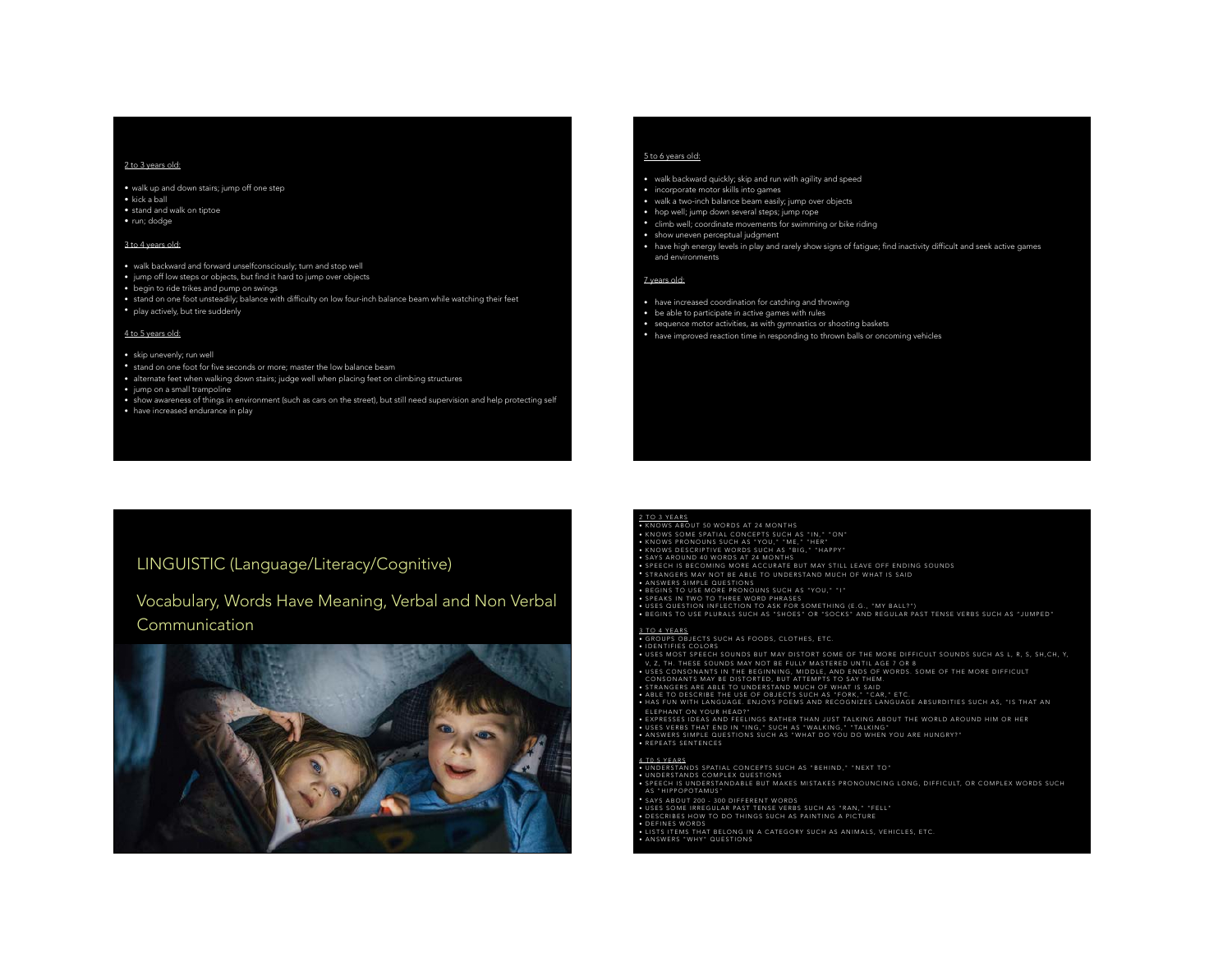2 to 3 years old:

- walk up and down stairs; jump off one step
- kick a ball
- stand and walk on tiptoe
- run; dodge

3 to 4 years old:

- walk backward and forward unselfconsciously; turn and stop well
- jump off low steps or objects, but find it hard to jump over objects
- begin to ride trikes and pump on swings
- stand on one foot unsteadily; balance with difficulty on low four-inch balance beam while watching their feet
- play actively, but tire suddenly

4 to 5 years old:

- skip unevenly; run well
- stand on one foot for five seconds or more; master the low balance beam
- alternate feet when walking down stairs; judge well when placing feet on climbing structures
- jump on a small trampoline
- show awareness of things in environment (such as cars on the street), but still need supervision and help protecting self
- have increased endurance in play

5 to 6 years old:

- walk backward quickly; skip and run with agility and speed
- incorporate motor skills into games
- walk a two-inch balance beam easily; jump over objects
- hop well; jump down several steps; jump rope
- climb well; coordinate movements for swimming or bike riding
- show uneven perceptual judgment
- have high energy levels in play and rarely show signs of fatigue; find inactivity difficult and seek active games and environments

7 years old:

- have increased coordination for catching and throwing
- be able to participate in active games with rules
- sequence motor activities, as with gymnastics or shooting baskets
- have improved reaction time in responding to thrown balls or oncoming vehicles

## LINGUISTIC (Language/Literacy/Cognitive)

## Vocabulary, Words Have Meaning, Verbal and Non Verbal Communication

2 TO 3 YEARS

- KNOWS ABOUT 50 WORDS AT 24 MONTHS
- KNOWS SOME SPATIAL CONCEPTS SUCH AS "IN," "ON"
- KNOWS PRONOUNS SUCH AS "YOU," "ME," "HER"
- KNOWS DESCRIPTIVE WORDS SUCH AS "BIG," "HAPPY"
- SAYS AROUND 40 WORDS AT 24 MONTHS
- SPEECH IS BECOMING MORE ACCURATE BUT MAY STILL LEAVE OFF ENDING SOUNDS
- STRANGERS MAY NOT BE ABLE TO UNDERSTAND MUCH OF WHAT IS SAID
- ANSWERS SIMPLE QUESTIONS
- BEGINS TO USE MORE PRONOUNS SUCH AS "YOU," "I"
- SPEAKS IN TWO TO THREE WORD PHRASES
- USES QUESTION INFLECTION TO ASK FOR SOMETHING (E.G., "MY BALL?")
- BEGINS TO USE PLURALS SUCH AS "SHOES" OR "SOCKS" AND REGULAR PAST TENSE VERBS SUCH AS "JUMPED"

3 TO 4 YEARS

- GROUPS OBJECTS SUCH AS FOODS, CLOTHES, ETC.
- IDENTIFIES COLORS
- USES MOST SPEECH SOUNDS BUT MAY DISTORT SOME OF THE MORE DIFFICULT SOUNDS SUCH AS L, R, S, SH,CH, Y, V, Z, TH. THESE SOUNDS MAY NOT BE FULLY MASTERED UNTIL AGE 7 OR 8
- USES CONSONANTS IN THE BEGINNING, MIDDLE, AND ENDS OF WORDS. SOME OF THE MORE DIFFICULT CONSONANTS MAY BE DISTORTED, BUT ATTEMPTS TO SAY THEM.
- STRANGERS ARE ABLE TO UNDERSTAND MUCH OF WHAT IS SAID
- ABLE TO DESCRIBE THE USE OF OBJECTS SUCH AS "FORK," "CAR," ETC.
- HAS FUN WITH LANGUAGE. ENJOYS POEMS AND RECOGNIZES LANGUAGE ABSURDITIES SUCH AS, "IS THAT AN ELEPHANT ON YOUR HEAD?"
- EXPRESSES IDEAS AND FEELINGS RATHER THAN JUST TALKING ABOUT THE WORLD AROUND HIM OR HER
- USES VERBS THAT END IN "ING," SUCH AS "WALKING," "TALKING"
- ANSWERS SIMPLE QUESTIONS SUCH AS "WHAT DO YOU DO WHEN YOU ARE HUNGRY?"
- REPEATS SENTENCES

4 TO 5 YEARS

- UNDERSTANDS SPATIAL CONCEPTS SUCH AS "BEHIND," "NEXT TO"
- UNDERSTANDS COMPLEX QUESTIONS
- SPEECH IS UNDERSTANDABLE BUT MAKES MISTAKES PRONOUNCING LONG, DIFFICULT, OR COMPLEX WORDS SUCH AS "HIPPOPOTAMUS"
- SAYS ABOUT 200 - 300 DIFFERENT WORDS
- USES SOME IRREGULAR PAST TENSE VERBS SUCH AS "RAN," "FELL"
- DESCRIBES HOW TO DO THINGS SUCH AS PAINTING A PICTURE
- DEFINES WORDS
- LISTS ITEMS THAT BELONG IN A CATEGORY SUCH AS ANIMALS, VEHICLES, ETC.
- ANSWERS "WHY" QUESTIONS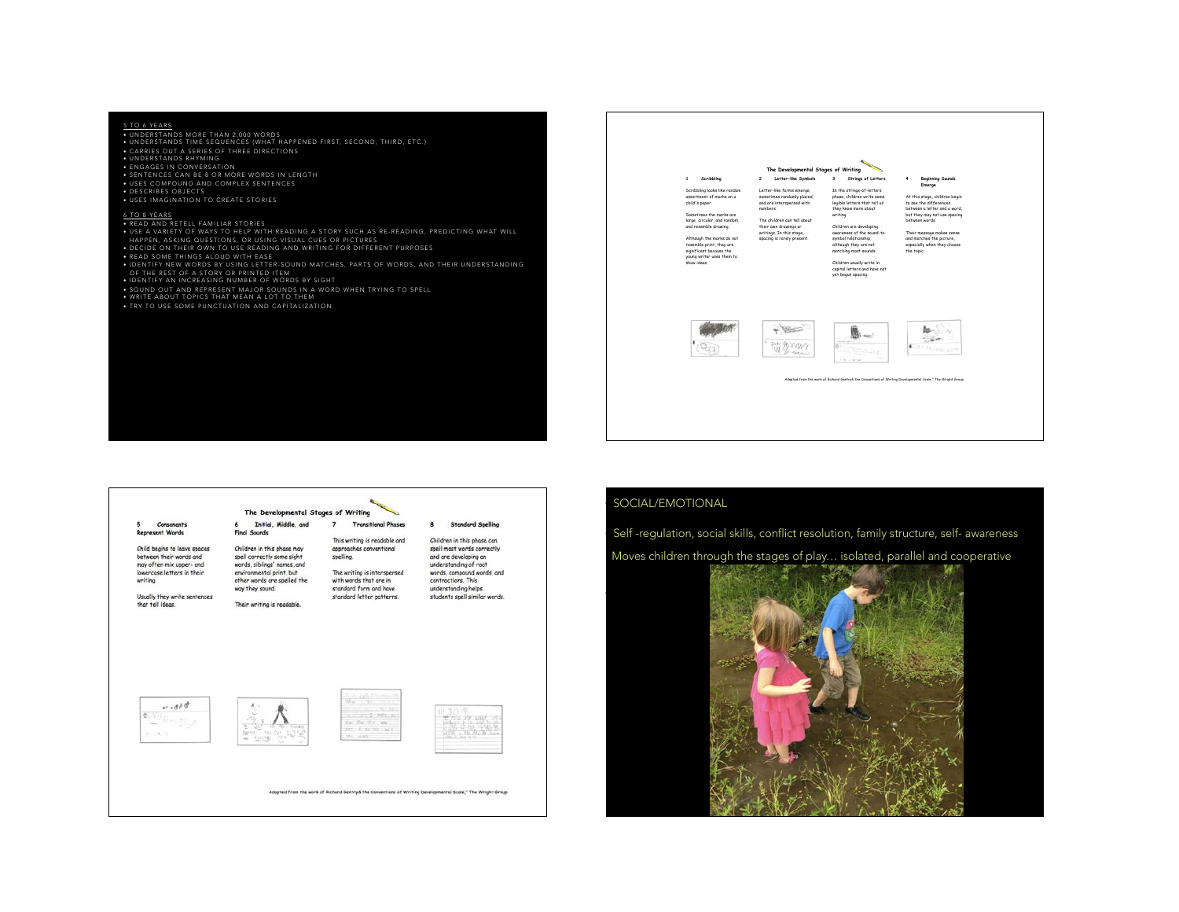## 5 TO 6 YEARS

- UNDERSTANDS MORE THAN 2,000 WORDS
- UNDERSTANDS TIME SEQUENCES (WHAT HAPPENED FIRST, SECOND, THIRD, ETC.)
- CARRIES OUT A SERIES OF THREE DIRECTIONS
- UNDERSTANDS RHYMING
- ENGAGES IN CONVERSATION
- SENTENCES CAN BE 8 OR MORE WORDS IN LENGTH
- USES COMPOUND AND COMPLEX SENTENCES
- DESCRIBES OBJECTS
- USES IMAGINATION TO CREATE STORIES

## 6 TO 8 YEARS

- READ AND RETELL FAMILIAR STORIES
- USE A VARIETY OF WAYS TO HELP WITH READING A STORY SUCH AS RE-READING, PREDICTING WHAT WILL HAPPEN, ASKING QUESTIONS, OR USING VISUAL CUES OR PICTURES
- DECIDE ON THEIR OWN TO USE READING AND WRITING FOR DIFFERENT PURPOSES
- READ SOME THINGS ALOUD WITH EASE
- IDENTIFY NEW WORDS BY USING LETTER-SOUND MATCHES, PARTS OF WORDS, AND THEIR UNDERSTANDING OF THE REST OF A STORY OR PRINTED ITEM
- IDENTIFY AN INCREASING NUMBER OF WORDS BY SIGHT
- SOUND OUT AND REPRESENT MAJOR SOUNDS IN A WORD WHEN TRYING TO SPELL
- WRITE ABOUT TOPICS THAT MEAN A LOT TO THEM
- TRY TO USE SOME PUNCTUATION AND CAPITALIZATION

## The Developmental Stages of Writing

**1 Scribbling**

Scribbling looks like random assortment of marks on a child's paper.

Sometimes the marks are large, circular, and random, and resemble drawing.

Although the marks do not resemble print, they are significant because the young writer uses them to show ideas.

**2 Letter-like Symbols**

Letter-like forms emerge, sometimes randomly placed, and are interspersed with numbers.

The children can tell about their own drawings or writings. In this stage, spacing is rarely present.

**3 Strings of Letters**

In the strings-of-letters phase, children write some legible letters that tell us they know more about writing.

Children are developing awareness of the sound-to-symbol relationship, although they are not matching most sounds.

Children usually write in capital letters and have not yet begun spacing.

**4 Beginning Sounds Emerge**

At this stage, children begin to see the differences between a letter and a word, but they may not use spacing between words.

Their message makes sense and matches the picture, especially when they choose the topic.

Adapted from the work of Richard Gentry& the Conventions of Writing Developmental Scale," The Wright Group

## The Developmental Stages of Writing

**5 Consonants Represent Words**

Child begins to leave spaces between their words and may often mix upper- and lowercase letters in their writing.

Usually they write sentences that tell ideas.

**6 Initial, Middle, and Final Sounds**

Children in this phase may spell correctly some sight words, siblings' names, and environmental print, but other words are spelled the way they sound.

Their writing is readable.

**7 Transitional Phases**

This writing is readable and approaches conventional spelling.

The writing is interspersed with words that are in standard form and have standard letter patterns.

**8 Standard Spelling**

Children in this phase can spell most words correctly and are developing an understanding of root words, compound words, and contractions. This understanding helps students spell similar words.

Adapted from the work of Richard Gentry& the Conventions of Writing Developmental Scale," The Wright Group

## SOCIAL/EMOTIONAL

Self -regulation, social skills, conflict resolution, family structure, self- awareness

Moves children through the stages of play… isolated, parallel and cooperative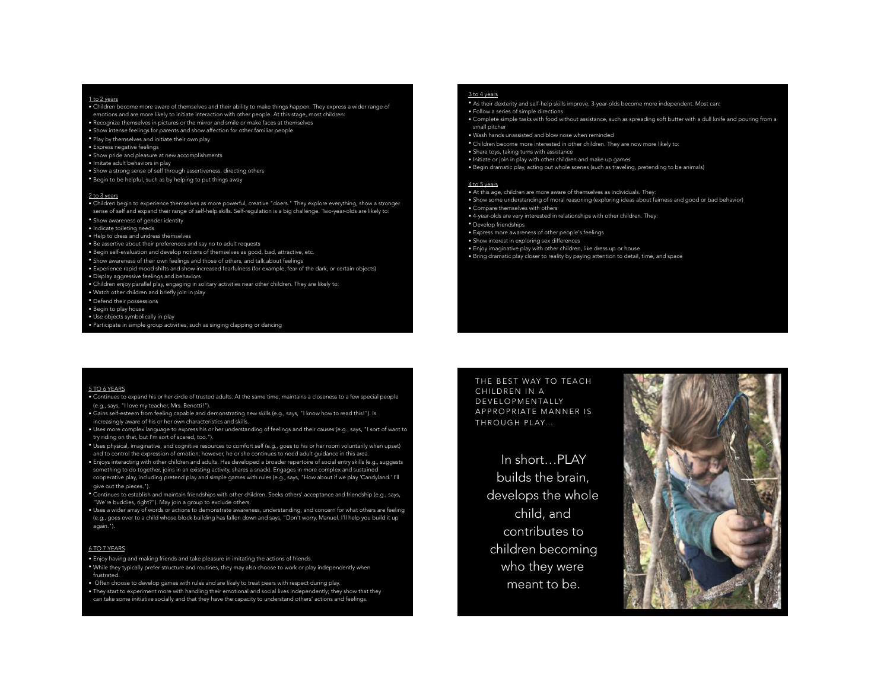1 to 2 years

- Children become more aware of themselves and their ability to make things happen. They express a wider range of emotions and are more likely to initiate interaction with other people. At this stage, most children:
- Recognize themselves in pictures or the mirror and smile or make faces at themselves
- Show intense feelings for parents and show affection for other familiar people
- Play by themselves and initiate their own play
- Express negative feelings
- Show pride and pleasure at new accomplishments
- Imitate adult behaviors in play
- Show a strong sense of self through assertiveness, directing others
- Begin to be helpful, such as by helping to put things away

2 to 3 years

- Children begin to experience themselves as more powerful, creative "doers." They explore everything, show a stronger sense of self and expand their range of self-help skills. Self-regulation is a big challenge. Two-year-olds are likely to:
- Show awareness of gender identity
- Indicate toileting needs
- Help to dress and undress themselves
- Be assertive about their preferences and say no to adult requests
- Begin self-evaluation and develop notions of themselves as good, bad, attractive, etc.
- Show awareness of their own feelings and those of others, and talk about feelings
- Experience rapid mood shifts and show increased fearfulness (for example, fear of the dark, or certain objects)
- Display aggressive feelings and behaviors
- Children enjoy parallel play, engaging in solitary activities near other children. They are likely to:
- Watch other children and briefly join in play
- Defend their possessions
- Begin to play house
- Use objects symbolically in play
- Participate in simple group activities, such as singing clapping or dancing

3 to 4 years

- As their dexterity and self-help skills improve, 3-year-olds become more independent. Most can:
- Follow a series of simple directions
- Complete simple tasks with food without assistance, such as spreading soft butter with a dull knife and pouring from a small pitcher
- Wash hands unassisted and blow nose when reminded
- Children become more interested in other children. They are now more likely to:
- Share toys, taking turns with assistance
- Initiate or join in play with other children and make up games
- Begin dramatic play, acting out whole scenes (such as traveling, pretending to be animals)

4 to 5 years

- At this age, children are more aware of themselves as individuals. They:
- Show some understanding of moral reasoning (exploring ideas about fairness and good or bad behavior)
- Compare themselves with others
- 4-year-olds are very interested in relationships with other children. They:
- Develop friendships
- Express more awareness of other people's feelings
- Show interest in exploring sex differences
- Enjoy imaginative play with other children, like dress up or house
- Bring dramatic play closer to reality by paying attention to detail, time, and space

5 TO 6 YEARS

- Continues to expand his or her circle of trusted adults. At the same time, maintains a closeness to a few special people (e.g., says, "I love my teacher, Mrs. Benotti!").
- Gains self-esteem from feeling capable and demonstrating new skills (e.g., says, "I know how to read this!"). Is increasingly aware of his or her own characteristics and skills.
- Uses more complex language to express his or her understanding of feelings and their causes (e.g., says, "I sort of want to try riding on that, but I'm sort of scared, too.").
- Uses physical, imaginative, and cognitive resources to comfort self (e.g., goes to his or her room voluntarily when upset) and to control the expression of emotion; however, he or she continues to need adult guidance in this area.
- Enjoys interacting with other children and adults. Has developed a broader repertoire of social entry skills (e.g., suggests something to do together, joins in an existing activity, shares a snack). Engages in more complex and sustained cooperative play, including pretend play and simple games with rules (e.g., says, "How about if we play 'Candyland.' I'll give out the pieces.").
- Continues to establish and maintain friendships with other children. Seeks others' acceptance and friendship (e.g., says, "We're buddies, right?"). May join a group to exclude others.
- Uses a wider array of words or actions to demonstrate awareness, understanding, and concern for what others are feeling (e.g., goes over to a child whose block building has fallen down and says, "Don't worry, Manuel. I'll help you build it up again.").

6 TO 7 YEARS

- Enjoy having and making friends and take pleasure in imitating the actions of friends.
- While they typically prefer structure and routines, they may also choose to work or play independently when frustrated.
- Often choose to develop games with rules and are likely to treat peers with respect during play.
- They start to experiment more with handling their emotional and social lives independently; they show that they can take some initiative socially and that they have the capacity to understand others' actions and feelings.

THE BEST WAY TO TEACH CHILDREN IN A DEVELOPMENTALLY APPROPRIATE MANNER IS THROUGH PLAY...

In short…PLAY builds the brain, develops the whole child, and contributes to children becoming who they were meant to be.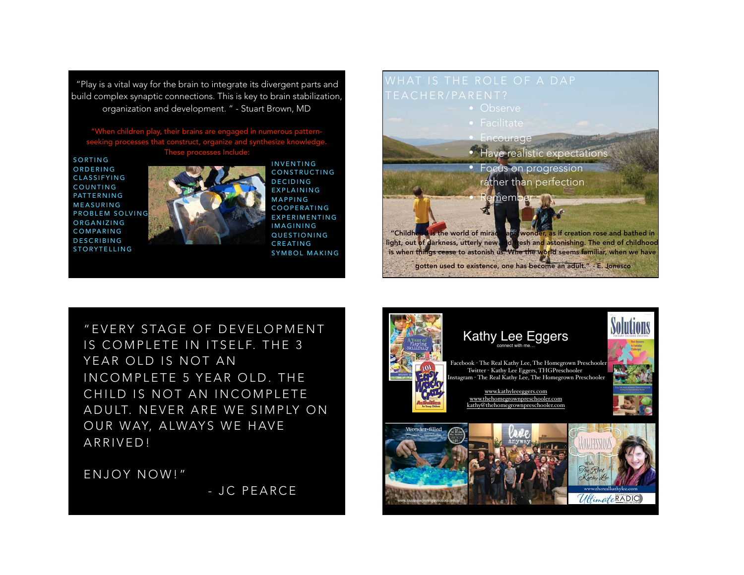"Play is a vital way for the brain to integrate its divergent parts and build complex synaptic connections. This is key to brain stabilization, organization and development. " - Stuart Brown, MD

"When children play, their brains are engaged in numerous pattern-seeking processes that construct, organize and synthesize knowledge. These processes Include:

- SORTING
- ORDERING
- CLASSIFYING
- COUNTING
- PATTERNING
- MEASURING
- PROBLEM SOLVING
- ORGANIZING
- COMPARING
- DESCRIBING
- STORYTELLING
- INVENTING
- CONSTRUCTING
- DECIDING
- EXPLAINING
- MAPPING
- COOPERATING
- EXPERIMENTING
- IMAGINING
- QUESTIONING
- CREATING
- SYMBOL MAKING

## WHAT IS THE ROLE OF A DAP TEACHER/PARENT?

- Observe
- Facilitate
- Encourage
- Have realistic expectations
- Focus on progression rather than perfection
- Remember

"Childhood is the world of miracle and wonder, as if creation rose and bathed in light, out of darkness, utterly new and fresh and astonishing. The end of childhood is when things cease to astonish us. When the world seems familiar, when we have gotten used to existence, one has become an adult." - E. Ionesco

"EVERY STAGE OF DEVELOPMENT IS COMPLETE IN ITSELF. THE 3 YEAR OLD IS NOT AN INCOMPLETE 5 YEAR OLD. THE CHILD IS NOT AN INCOMPLETE ADULT. NEVER ARE WE SIMPLY ON OUR WAY, ALWAYS WE HAVE ARRIVED!

ENJOY NOW!"

- JC PEARCE

## Kathy Lee Eggers

connect with me…

Facebook - The Real Kathy Lee, The Homegrown Preschooler
Twitter - Kathy Lee Eggers, THGPreschooler
Instagram - The Real Kathy Lee, The Homegrown Preschooler

www.kathyleeeggers.com
www.thehomegrownpreschooler.com
kathy@thehomegrownpreschooler.com